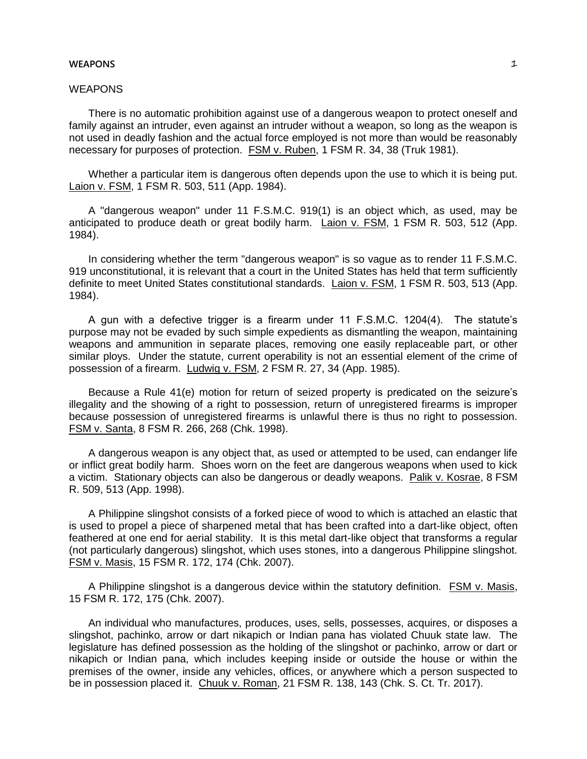# WEAPONS

There is no automatic prohibition against use of a dangerous weapon to protect oneself and family against an intruder, even against an intruder without a weapon, so long as the weapon is not used in deadly fashion and the actual force employed is not more than would be reasonably necessary for purposes of protection. FSM v. Ruben, 1 FSM R. 34, 38 (Truk 1981).

Whether a particular item is dangerous often depends upon the use to which it is being put. Laion v. FSM, 1 FSM R. 503, 511 (App. 1984).

A "dangerous weapon" under 11 F.S.M.C. 919(1) is an object which, as used, may be anticipated to produce death or great bodily harm. Laion v. FSM, 1 FSM R. 503, 512 (App. 1984).

In considering whether the term "dangerous weapon" is so vague as to render 11 F.S.M.C. 919 unconstitutional, it is relevant that a court in the United States has held that term sufficiently definite to meet United States constitutional standards. Laion v. FSM, 1 FSM R. 503, 513 (App. 1984).

A gun with a defective trigger is a firearm under 11 F.S.M.C. 1204(4). The statute's purpose may not be evaded by such simple expedients as dismantling the weapon, maintaining weapons and ammunition in separate places, removing one easily replaceable part, or other similar ploys. Under the statute, current operability is not an essential element of the crime of possession of a firearm. Ludwig v. FSM, 2 FSM R. 27, 34 (App. 1985).

Because a Rule 41(e) motion for return of seized property is predicated on the seizure's illegality and the showing of a right to possession, return of unregistered firearms is improper because possession of unregistered firearms is unlawful there is thus no right to possession. FSM v. Santa, 8 FSM R. 266, 268 (Chk. 1998).

A dangerous weapon is any object that, as used or attempted to be used, can endanger life or inflict great bodily harm. Shoes worn on the feet are dangerous weapons when used to kick a victim. Stationary objects can also be dangerous or deadly weapons. Palik v. Kosrae, 8 FSM R. 509, 513 (App. 1998).

A Philippine slingshot consists of a forked piece of wood to which is attached an elastic that is used to propel a piece of sharpened metal that has been crafted into a dart-like object, often feathered at one end for aerial stability. It is this metal dart-like object that transforms a regular (not particularly dangerous) slingshot, which uses stones, into a dangerous Philippine slingshot. FSM v. Masis, 15 FSM R. 172, 174 (Chk. 2007).

A Philippine slingshot is a dangerous device within the statutory definition. FSM v. Masis, 15 FSM R. 172, 175 (Chk. 2007).

An individual who manufactures, produces, uses, sells, possesses, acquires, or disposes a slingshot, pachinko, arrow or dart nikapich or Indian pana has violated Chuuk state law. The legislature has defined possession as the holding of the slingshot or pachinko, arrow or dart or nikapich or Indian pana, which includes keeping inside or outside the house or within the premises of the owner, inside any vehicles, offices, or anywhere which a person suspected to be in possession placed it. Chuuk v. Roman, 21 FSM R. 138, 143 (Chk. S. Ct. Tr. 2017).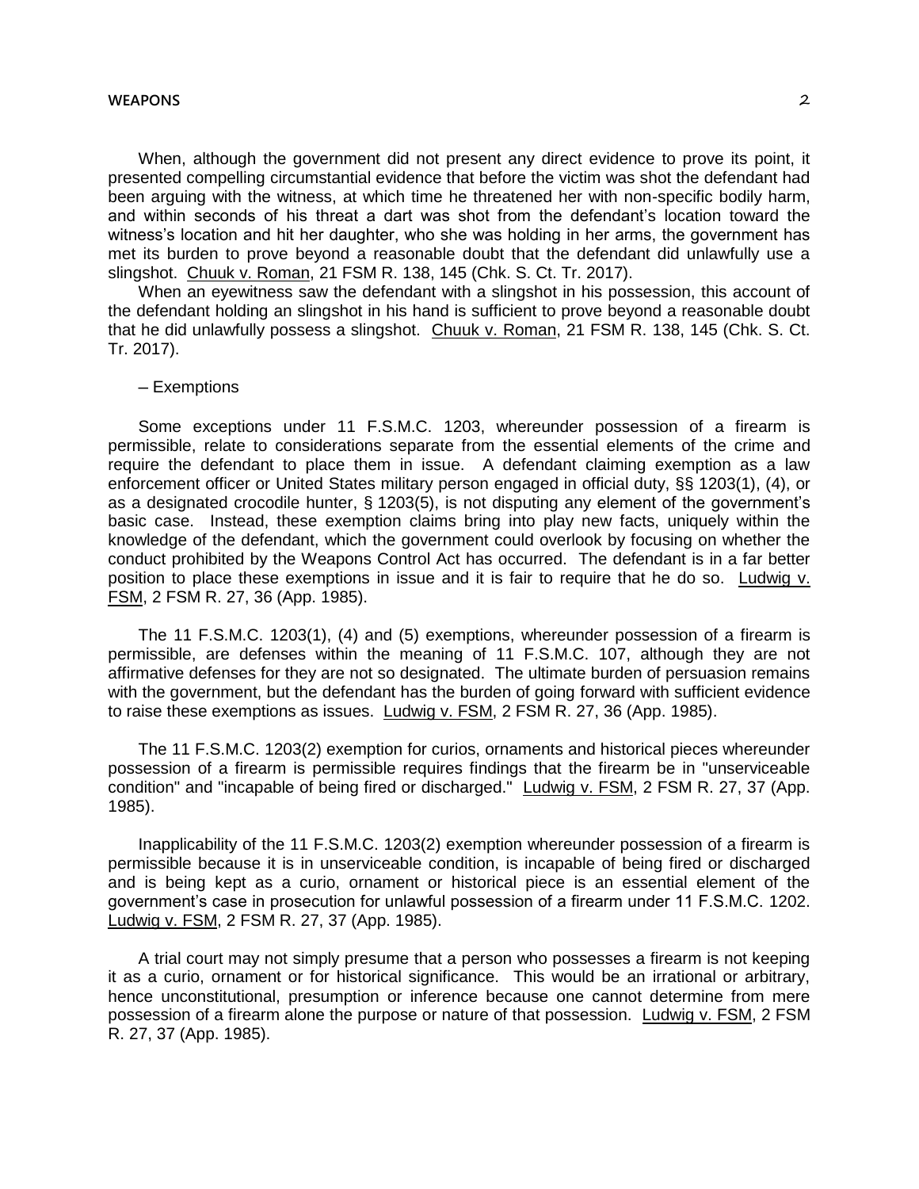When, although the government did not present any direct evidence to prove its point, it presented compelling circumstantial evidence that before the victim was shot the defendant had been arguing with the witness, at which time he threatened her with non-specific bodily harm, and within seconds of his threat a dart was shot from the defendant's location toward the witness's location and hit her daughter, who she was holding in her arms, the government has met its burden to prove beyond a reasonable doubt that the defendant did unlawfully use a slingshot. Chuuk v. Roman, 21 FSM R. 138, 145 (Chk. S. Ct. Tr. 2017).

When an eyewitness saw the defendant with a slingshot in his possession, this account of the defendant holding an slingshot in his hand is sufficient to prove beyond a reasonable doubt that he did unlawfully possess a slingshot. Chuuk v. Roman, 21 FSM R. 138, 145 (Chk. S. Ct. Tr. 2017).

– Exemptions

Some exceptions under 11 F.S.M.C. 1203, whereunder possession of a firearm is permissible, relate to considerations separate from the essential elements of the crime and require the defendant to place them in issue. A defendant claiming exemption as a law enforcement officer or United States military person engaged in official duty, §§ 1203(1), (4), or as a designated crocodile hunter, § 1203(5), is not disputing any element of the government's basic case. Instead, these exemption claims bring into play new facts, uniquely within the knowledge of the defendant, which the government could overlook by focusing on whether the conduct prohibited by the Weapons Control Act has occurred. The defendant is in a far better position to place these exemptions in issue and it is fair to require that he do so. Ludwig v. FSM, 2 FSM R. 27, 36 (App. 1985).

The 11 F.S.M.C. 1203(1), (4) and (5) exemptions, whereunder possession of a firearm is permissible, are defenses within the meaning of 11 F.S.M.C. 107, although they are not affirmative defenses for they are not so designated. The ultimate burden of persuasion remains with the government, but the defendant has the burden of going forward with sufficient evidence to raise these exemptions as issues. Ludwig v. FSM, 2 FSM R. 27, 36 (App. 1985).

The 11 F.S.M.C. 1203(2) exemption for curios, ornaments and historical pieces whereunder possession of a firearm is permissible requires findings that the firearm be in "unserviceable condition" and "incapable of being fired or discharged." Ludwig v. FSM, 2 FSM R. 27, 37 (App. 1985).

Inapplicability of the 11 F.S.M.C. 1203(2) exemption whereunder possession of a firearm is permissible because it is in unserviceable condition, is incapable of being fired or discharged and is being kept as a curio, ornament or historical piece is an essential element of the government's case in prosecution for unlawful possession of a firearm under 11 F.S.M.C. 1202. Ludwig v. FSM, 2 FSM R. 27, 37 (App. 1985).

A trial court may not simply presume that a person who possesses a firearm is not keeping it as a curio, ornament or for historical significance. This would be an irrational or arbitrary, hence unconstitutional, presumption or inference because one cannot determine from mere possession of a firearm alone the purpose or nature of that possession. Ludwig v. FSM, 2 FSM R. 27, 37 (App. 1985).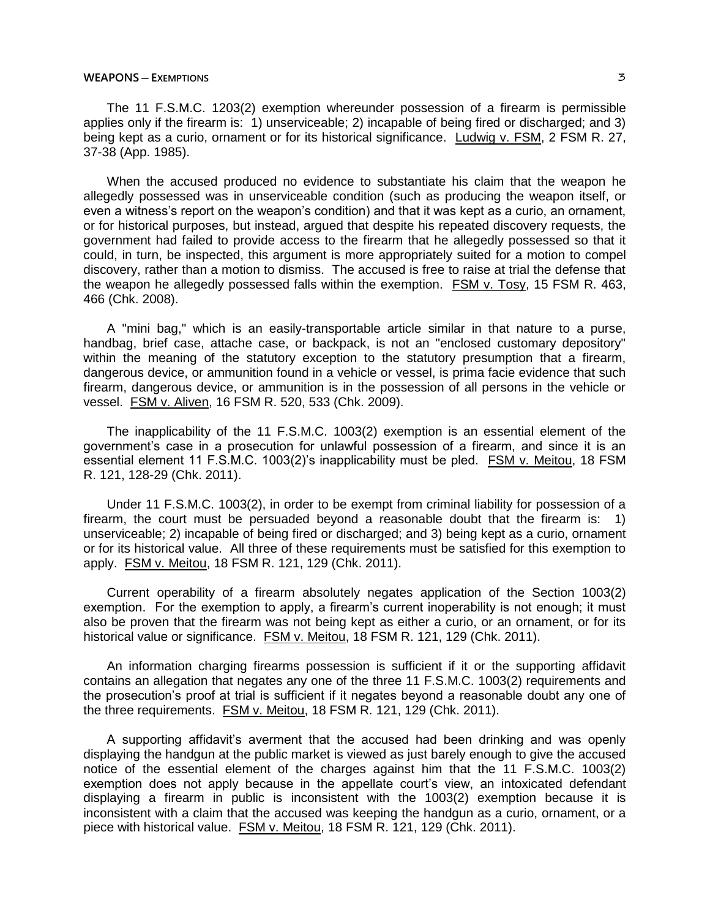The 11 F.S.M.C. 1203(2) exemption whereunder possession of a firearm is permissible applies only if the firearm is: 1) unserviceable; 2) incapable of being fired or discharged; and 3) being kept as a curio, ornament or for its historical significance. Ludwig v. FSM, 2 FSM R. 27, 37-38 (App. 1985).

When the accused produced no evidence to substantiate his claim that the weapon he allegedly possessed was in unserviceable condition (such as producing the weapon itself, or even a witness's report on the weapon's condition) and that it was kept as a curio, an ornament, or for historical purposes, but instead, argued that despite his repeated discovery requests, the government had failed to provide access to the firearm that he allegedly possessed so that it could, in turn, be inspected, this argument is more appropriately suited for a motion to compel discovery, rather than a motion to dismiss. The accused is free to raise at trial the defense that the weapon he allegedly possessed falls within the exemption. FSM v. Tosy, 15 FSM R. 463, 466 (Chk. 2008).

A "mini bag," which is an easily-transportable article similar in that nature to a purse, handbag, brief case, attache case, or backpack, is not an "enclosed customary depository" within the meaning of the statutory exception to the statutory presumption that a firearm, dangerous device, or ammunition found in a vehicle or vessel, is prima facie evidence that such firearm, dangerous device, or ammunition is in the possession of all persons in the vehicle or vessel. FSM v. Aliven, 16 FSM R. 520, 533 (Chk. 2009).

The inapplicability of the 11 F.S.M.C. 1003(2) exemption is an essential element of the government's case in a prosecution for unlawful possession of a firearm, and since it is an essential element 11 F.S.M.C. 1003(2)'s inapplicability must be pled. FSM v. Meitou, 18 FSM R. 121, 128-29 (Chk. 2011).

Under 11 F.S.M.C. 1003(2), in order to be exempt from criminal liability for possession of a firearm, the court must be persuaded beyond a reasonable doubt that the firearm is: 1) unserviceable; 2) incapable of being fired or discharged; and 3) being kept as a curio, ornament or for its historical value. All three of these requirements must be satisfied for this exemption to apply. FSM v. Meitou, 18 FSM R. 121, 129 (Chk. 2011).

Current operability of a firearm absolutely negates application of the Section 1003(2) exemption. For the exemption to apply, a firearm's current inoperability is not enough; it must also be proven that the firearm was not being kept as either a curio, or an ornament, or for its historical value or significance. FSM v. Meitou, 18 FSM R. 121, 129 (Chk. 2011).

An information charging firearms possession is sufficient if it or the supporting affidavit contains an allegation that negates any one of the three 11 F.S.M.C. 1003(2) requirements and the prosecution's proof at trial is sufficient if it negates beyond a reasonable doubt any one of the three requirements. FSM v. Meitou, 18 FSM R. 121, 129 (Chk. 2011).

A supporting affidavit's averment that the accused had been drinking and was openly displaying the handgun at the public market is viewed as just barely enough to give the accused notice of the essential element of the charges against him that the 11 F.S.M.C. 1003(2) exemption does not apply because in the appellate court's view, an intoxicated defendant displaying a firearm in public is inconsistent with the 1003(2) exemption because it is inconsistent with a claim that the accused was keeping the handgun as a curio, ornament, or a piece with historical value. FSM v. Meitou, 18 FSM R. 121, 129 (Chk. 2011).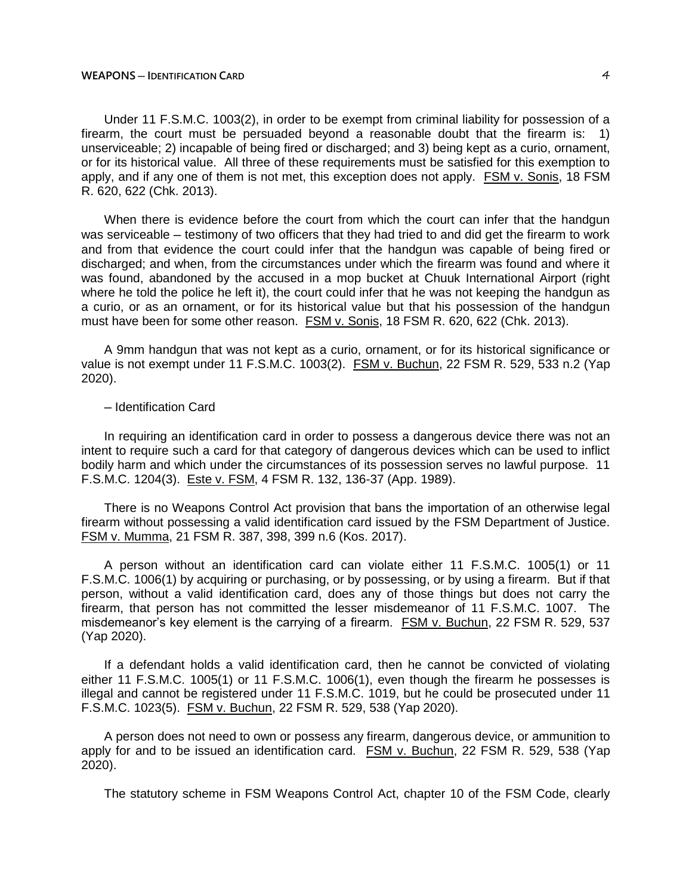Under 11 F.S.M.C. 1003(2), in order to be exempt from criminal liability for possession of a firearm, the court must be persuaded beyond a reasonable doubt that the firearm is: 1) unserviceable; 2) incapable of being fired or discharged; and 3) being kept as a curio, ornament, or for its historical value. All three of these requirements must be satisfied for this exemption to apply, and if any one of them is not met, this exception does not apply. FSM v. Sonis, 18 FSM R. 620, 622 (Chk. 2013).

When there is evidence before the court from which the court can infer that the handgun was serviceable – testimony of two officers that they had tried to and did get the firearm to work and from that evidence the court could infer that the handgun was capable of being fired or discharged; and when, from the circumstances under which the firearm was found and where it was found, abandoned by the accused in a mop bucket at Chuuk International Airport (right where he told the police he left it), the court could infer that he was not keeping the handgun as a curio, or as an ornament, or for its historical value but that his possession of the handgun must have been for some other reason. FSM v. Sonis, 18 FSM R. 620, 622 (Chk. 2013).

A 9mm handgun that was not kept as a curio, ornament, or for its historical significance or value is not exempt under 11 F.S.M.C. 1003(2). FSM v. Buchun, 22 FSM R. 529, 533 n.2 (Yap 2020).

– Identification Card

In requiring an identification card in order to possess a dangerous device there was not an intent to require such a card for that category of dangerous devices which can be used to inflict bodily harm and which under the circumstances of its possession serves no lawful purpose. 11 F.S.M.C. 1204(3). Este v. FSM, 4 FSM R. 132, 136-37 (App. 1989).

There is no Weapons Control Act provision that bans the importation of an otherwise legal firearm without possessing a valid identification card issued by the FSM Department of Justice. FSM v. Mumma, 21 FSM R. 387, 398, 399 n.6 (Kos. 2017).

A person without an identification card can violate either 11 F.S.M.C. 1005(1) or 11 F.S.M.C. 1006(1) by acquiring or purchasing, or by possessing, or by using a firearm. But if that person, without a valid identification card, does any of those things but does not carry the firearm, that person has not committed the lesser misdemeanor of 11 F.S.M.C. 1007. The misdemeanor's key element is the carrying of a firearm. FSM v. Buchun, 22 FSM R. 529, 537 (Yap 2020).

If a defendant holds a valid identification card, then he cannot be convicted of violating either 11 F.S.M.C. 1005(1) or 11 F.S.M.C. 1006(1), even though the firearm he possesses is illegal and cannot be registered under 11 F.S.M.C. 1019, but he could be prosecuted under 11 F.S.M.C. 1023(5). FSM v. Buchun, 22 FSM R. 529, 538 (Yap 2020).

A person does not need to own or possess any firearm, dangerous device, or ammunition to apply for and to be issued an identification card. FSM v. Buchun, 22 FSM R. 529, 538 (Yap 2020).

The statutory scheme in FSM Weapons Control Act, chapter 10 of the FSM Code, clearly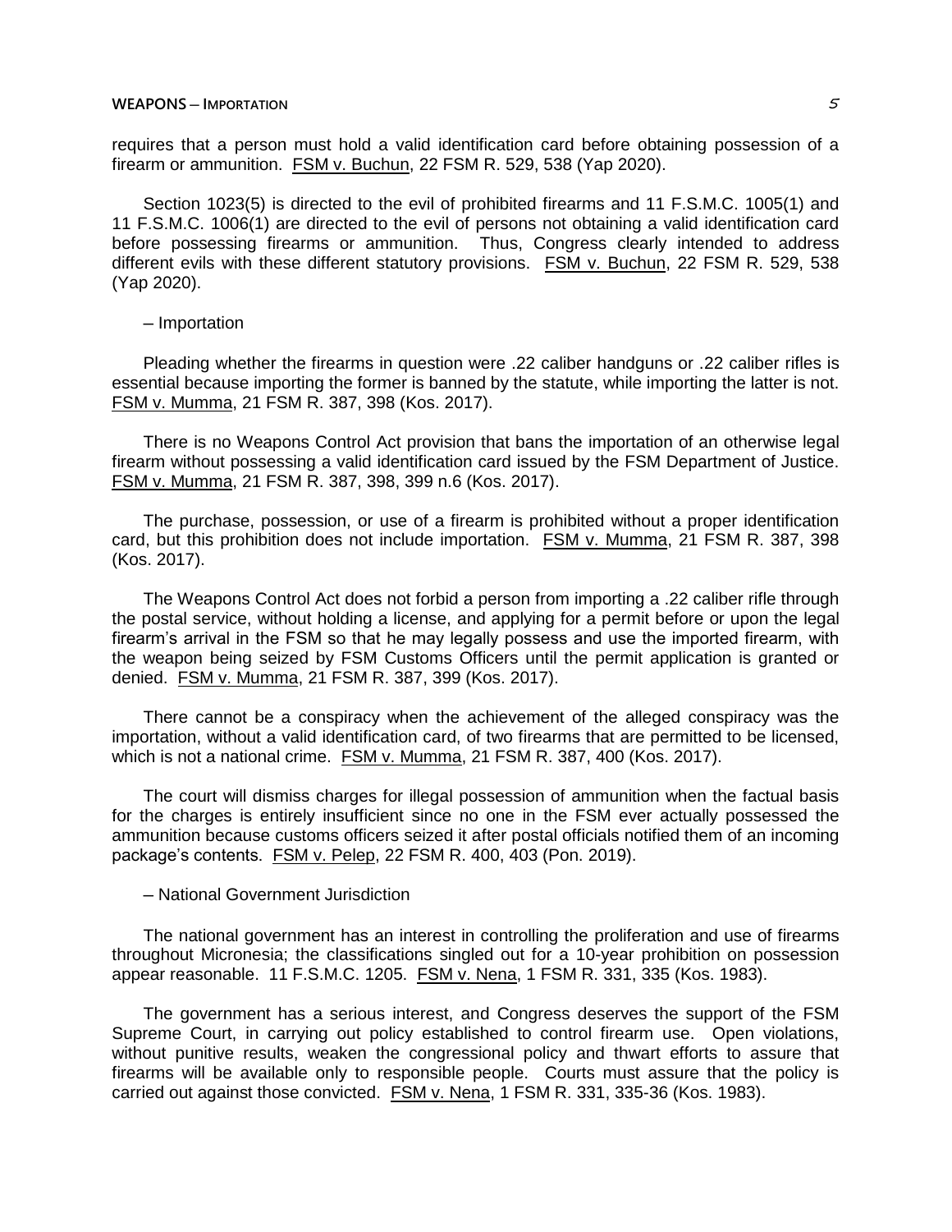requires that a person must hold a valid identification card before obtaining possession of a firearm or ammunition. FSM v. Buchun, 22 FSM R. 529, 538 (Yap 2020).

Section 1023(5) is directed to the evil of prohibited firearms and 11 F.S.M.C. 1005(1) and 11 F.S.M.C. 1006(1) are directed to the evil of persons not obtaining a valid identification card before possessing firearms or ammunition. Thus, Congress clearly intended to address different evils with these different statutory provisions. FSM v. Buchun, 22 FSM R. 529, 538 (Yap 2020).

– Importation

Pleading whether the firearms in question were .22 caliber handguns or .22 caliber rifles is essential because importing the former is banned by the statute, while importing the latter is not. FSM v. Mumma, 21 FSM R. 387, 398 (Kos. 2017).

There is no Weapons Control Act provision that bans the importation of an otherwise legal firearm without possessing a valid identification card issued by the FSM Department of Justice. FSM v. Mumma, 21 FSM R. 387, 398, 399 n.6 (Kos. 2017).

The purchase, possession, or use of a firearm is prohibited without a proper identification card, but this prohibition does not include importation. FSM v. Mumma, 21 FSM R. 387, 398 (Kos. 2017).

The Weapons Control Act does not forbid a person from importing a .22 caliber rifle through the postal service, without holding a license, and applying for a permit before or upon the legal firearm's arrival in the FSM so that he may legally possess and use the imported firearm, with the weapon being seized by FSM Customs Officers until the permit application is granted or denied. FSM v. Mumma, 21 FSM R. 387, 399 (Kos. 2017).

There cannot be a conspiracy when the achievement of the alleged conspiracy was the importation, without a valid identification card, of two firearms that are permitted to be licensed, which is not a national crime. FSM v. Mumma, 21 FSM R. 387, 400 (Kos. 2017).

The court will dismiss charges for illegal possession of ammunition when the factual basis for the charges is entirely insufficient since no one in the FSM ever actually possessed the ammunition because customs officers seized it after postal officials notified them of an incoming package's contents. FSM v. Pelep, 22 FSM R. 400, 403 (Pon. 2019).

– National Government Jurisdiction

The national government has an interest in controlling the proliferation and use of firearms throughout Micronesia; the classifications singled out for a 10-year prohibition on possession appear reasonable. 11 F.S.M.C. 1205. FSM v. Nena, 1 FSM R. 331, 335 (Kos. 1983).

The government has a serious interest, and Congress deserves the support of the FSM Supreme Court, in carrying out policy established to control firearm use. Open violations, without punitive results, weaken the congressional policy and thwart efforts to assure that firearms will be available only to responsible people. Courts must assure that the policy is carried out against those convicted. FSM v. Nena, 1 FSM R. 331, 335-36 (Kos. 1983).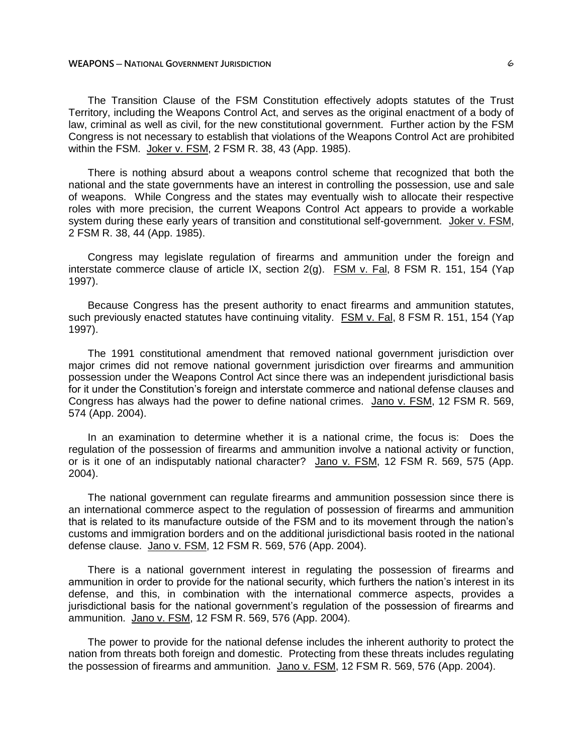The Transition Clause of the FSM Constitution effectively adopts statutes of the Trust Territory, including the Weapons Control Act, and serves as the original enactment of a body of law, criminal as well as civil, for the new constitutional government. Further action by the FSM Congress is not necessary to establish that violations of the Weapons Control Act are prohibited within the FSM. Joker v. FSM, 2 FSM R. 38, 43 (App. 1985).

There is nothing absurd about a weapons control scheme that recognized that both the national and the state governments have an interest in controlling the possession, use and sale of weapons. While Congress and the states may eventually wish to allocate their respective roles with more precision, the current Weapons Control Act appears to provide a workable system during these early years of transition and constitutional self-government. Joker v. FSM, 2 FSM R. 38, 44 (App. 1985).

Congress may legislate regulation of firearms and ammunition under the foreign and interstate commerce clause of article IX, section 2(g). FSM v. Fal, 8 FSM R. 151, 154 (Yap 1997).

Because Congress has the present authority to enact firearms and ammunition statutes, such previously enacted statutes have continuing vitality. FSM v. Fal, 8 FSM R. 151, 154 (Yap 1997).

The 1991 constitutional amendment that removed national government jurisdiction over major crimes did not remove national government jurisdiction over firearms and ammunition possession under the Weapons Control Act since there was an independent jurisdictional basis for it under the Constitution's foreign and interstate commerce and national defense clauses and Congress has always had the power to define national crimes. Jano v. FSM, 12 FSM R. 569, 574 (App. 2004).

In an examination to determine whether it is a national crime, the focus is: Does the regulation of the possession of firearms and ammunition involve a national activity or function, or is it one of an indisputably national character? Jano v. FSM, 12 FSM R. 569, 575 (App. 2004).

The national government can regulate firearms and ammunition possession since there is an international commerce aspect to the regulation of possession of firearms and ammunition that is related to its manufacture outside of the FSM and to its movement through the nation's customs and immigration borders and on the additional jurisdictional basis rooted in the national defense clause. Jano v. FSM, 12 FSM R. 569, 576 (App. 2004).

There is a national government interest in regulating the possession of firearms and ammunition in order to provide for the national security, which furthers the nation's interest in its defense, and this, in combination with the international commerce aspects, provides a jurisdictional basis for the national government's regulation of the possession of firearms and ammunition. Jano v. FSM, 12 FSM R. 569, 576 (App. 2004).

The power to provide for the national defense includes the inherent authority to protect the nation from threats both foreign and domestic. Protecting from these threats includes regulating the possession of firearms and ammunition. Jano v. FSM, 12 FSM R. 569, 576 (App. 2004).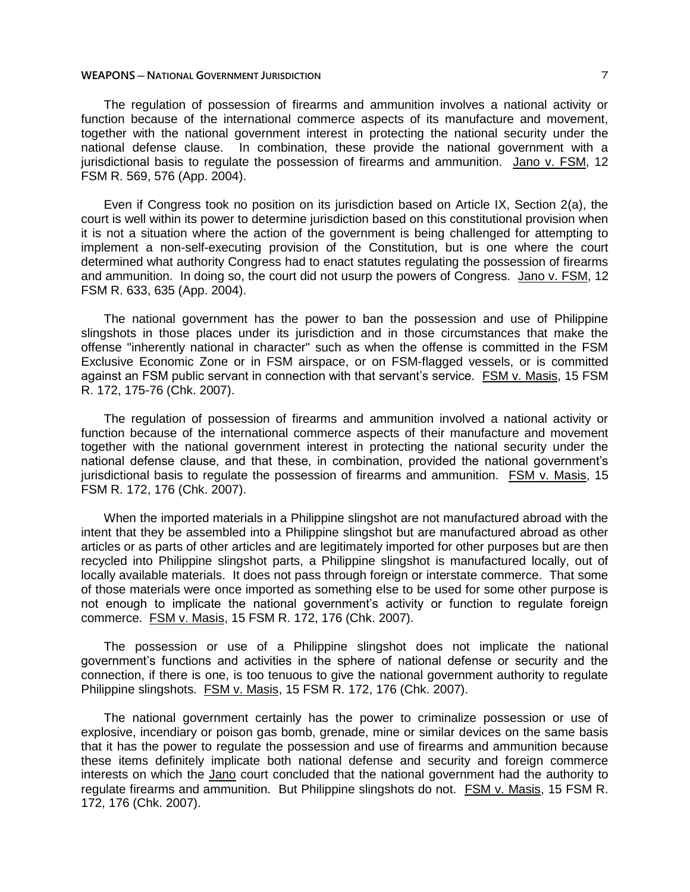The regulation of possession of firearms and ammunition involves a national activity or function because of the international commerce aspects of its manufacture and movement, together with the national government interest in protecting the national security under the national defense clause. In combination, these provide the national government with a jurisdictional basis to regulate the possession of firearms and ammunition. Jano v. FSM, 12 FSM R. 569, 576 (App. 2004).

Even if Congress took no position on its jurisdiction based on Article IX, Section 2(a), the court is well within its power to determine jurisdiction based on this constitutional provision when it is not a situation where the action of the government is being challenged for attempting to implement a non-self-executing provision of the Constitution, but is one where the court determined what authority Congress had to enact statutes regulating the possession of firearms and ammunition. In doing so, the court did not usurp the powers of Congress. Jano v. FSM, 12 FSM R. 633, 635 (App. 2004).

The national government has the power to ban the possession and use of Philippine slingshots in those places under its jurisdiction and in those circumstances that make the offense "inherently national in character" such as when the offense is committed in the FSM Exclusive Economic Zone or in FSM airspace, or on FSM-flagged vessels, or is committed against an FSM public servant in connection with that servant's service. FSM v. Masis, 15 FSM R. 172, 175-76 (Chk. 2007).

The regulation of possession of firearms and ammunition involved a national activity or function because of the international commerce aspects of their manufacture and movement together with the national government interest in protecting the national security under the national defense clause, and that these, in combination, provided the national government's jurisdictional basis to regulate the possession of firearms and ammunition. FSM v. Masis, 15 FSM R. 172, 176 (Chk. 2007).

When the imported materials in a Philippine slingshot are not manufactured abroad with the intent that they be assembled into a Philippine slingshot but are manufactured abroad as other articles or as parts of other articles and are legitimately imported for other purposes but are then recycled into Philippine slingshot parts, a Philippine slingshot is manufactured locally, out of locally available materials. It does not pass through foreign or interstate commerce. That some of those materials were once imported as something else to be used for some other purpose is not enough to implicate the national government's activity or function to regulate foreign commerce. FSM v. Masis, 15 FSM R. 172, 176 (Chk. 2007).

The possession or use of a Philippine slingshot does not implicate the national government's functions and activities in the sphere of national defense or security and the connection, if there is one, is too tenuous to give the national government authority to regulate Philippine slingshots. FSM v. Masis, 15 FSM R. 172, 176 (Chk. 2007).

The national government certainly has the power to criminalize possession or use of explosive, incendiary or poison gas bomb, grenade, mine or similar devices on the same basis that it has the power to regulate the possession and use of firearms and ammunition because these items definitely implicate both national defense and security and foreign commerce interests on which the Jano court concluded that the national government had the authority to regulate firearms and ammunition. But Philippine slingshots do not. FSM v. Masis, 15 FSM R. 172, 176 (Chk. 2007).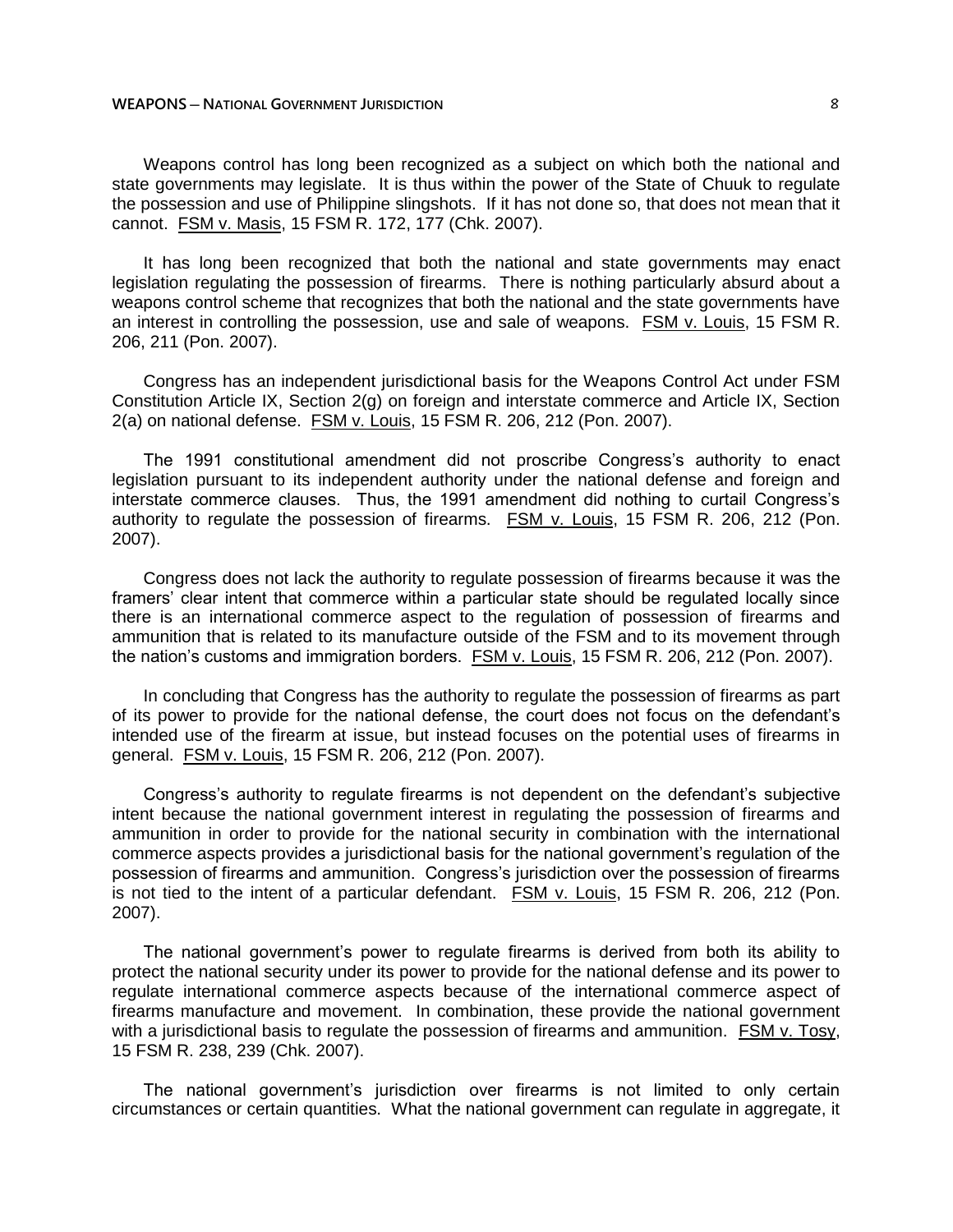Weapons control has long been recognized as a subject on which both the national and state governments may legislate. It is thus within the power of the State of Chuuk to regulate the possession and use of Philippine slingshots. If it has not done so, that does not mean that it cannot. FSM v. Masis, 15 FSM R. 172, 177 (Chk. 2007).

It has long been recognized that both the national and state governments may enact legislation regulating the possession of firearms. There is nothing particularly absurd about a weapons control scheme that recognizes that both the national and the state governments have an interest in controlling the possession, use and sale of weapons. FSM v. Louis, 15 FSM R. 206, 211 (Pon. 2007).

Congress has an independent jurisdictional basis for the Weapons Control Act under FSM Constitution Article IX, Section 2(g) on foreign and interstate commerce and Article IX, Section 2(a) on national defense. FSM v. Louis, 15 FSM R. 206, 212 (Pon. 2007).

The 1991 constitutional amendment did not proscribe Congress's authority to enact legislation pursuant to its independent authority under the national defense and foreign and interstate commerce clauses. Thus, the 1991 amendment did nothing to curtail Congress's authority to regulate the possession of firearms. FSM v. Louis, 15 FSM R. 206, 212 (Pon. 2007).

Congress does not lack the authority to regulate possession of firearms because it was the framers' clear intent that commerce within a particular state should be regulated locally since there is an international commerce aspect to the regulation of possession of firearms and ammunition that is related to its manufacture outside of the FSM and to its movement through the nation's customs and immigration borders. FSM v. Louis, 15 FSM R. 206, 212 (Pon. 2007).

In concluding that Congress has the authority to regulate the possession of firearms as part of its power to provide for the national defense, the court does not focus on the defendant's intended use of the firearm at issue, but instead focuses on the potential uses of firearms in general. FSM v. Louis, 15 FSM R. 206, 212 (Pon. 2007).

Congress's authority to regulate firearms is not dependent on the defendant's subjective intent because the national government interest in regulating the possession of firearms and ammunition in order to provide for the national security in combination with the international commerce aspects provides a jurisdictional basis for the national government's regulation of the possession of firearms and ammunition. Congress's jurisdiction over the possession of firearms is not tied to the intent of a particular defendant. FSM v. Louis, 15 FSM R. 206, 212 (Pon. 2007).

The national government's power to regulate firearms is derived from both its ability to protect the national security under its power to provide for the national defense and its power to regulate international commerce aspects because of the international commerce aspect of firearms manufacture and movement. In combination, these provide the national government with a jurisdictional basis to regulate the possession of firearms and ammunition. FSM v. Tosy, 15 FSM R. 238, 239 (Chk. 2007).

The national government's jurisdiction over firearms is not limited to only certain circumstances or certain quantities. What the national government can regulate in aggregate, it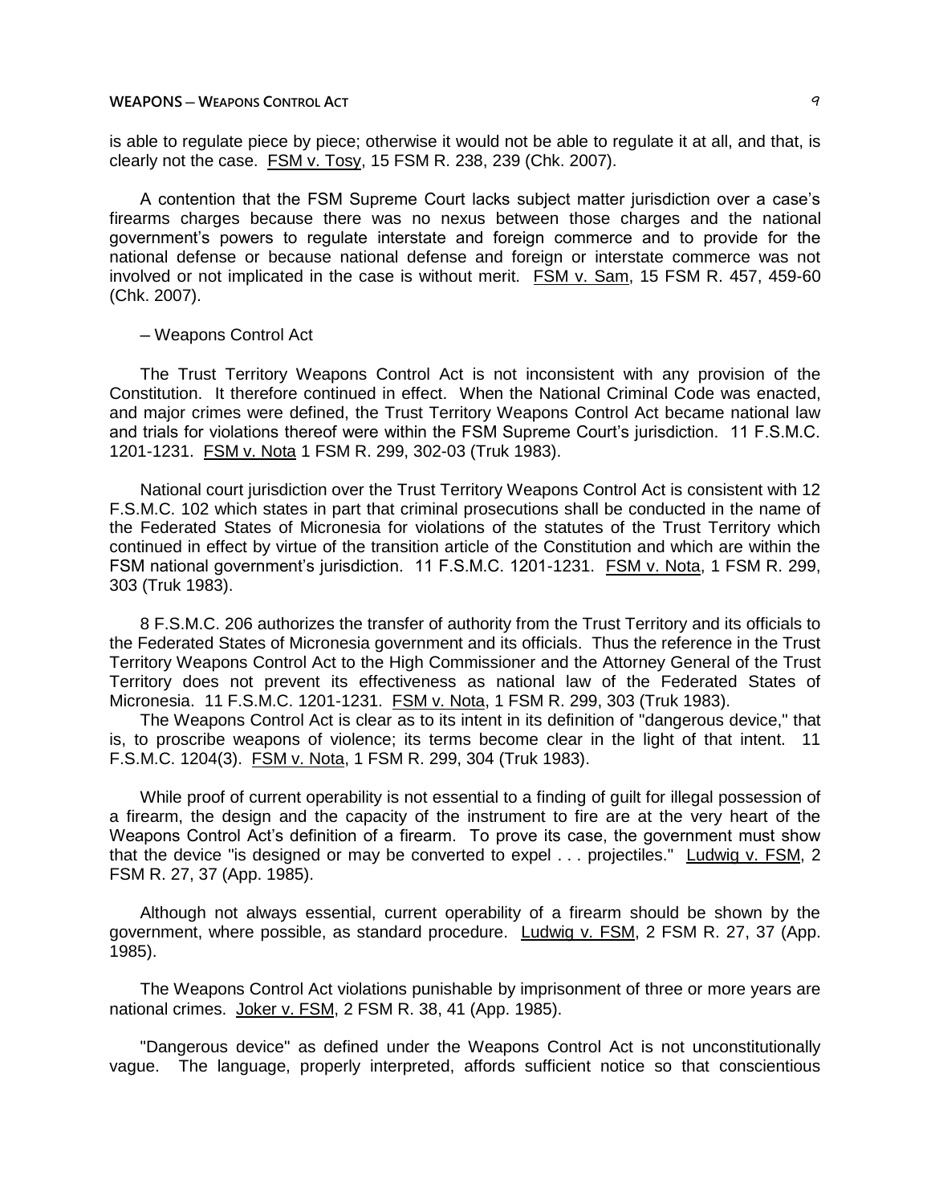is able to regulate piece by piece; otherwise it would not be able to regulate it at all, and that, is clearly not the case. FSM v. Tosy, 15 FSM R. 238, 239 (Chk. 2007).

A contention that the FSM Supreme Court lacks subject matter jurisdiction over a case's firearms charges because there was no nexus between those charges and the national government's powers to regulate interstate and foreign commerce and to provide for the national defense or because national defense and foreign or interstate commerce was not involved or not implicated in the case is without merit. FSM v. Sam, 15 FSM R. 457, 459-60 (Chk. 2007).

– Weapons Control Act

The Trust Territory Weapons Control Act is not inconsistent with any provision of the Constitution. It therefore continued in effect. When the National Criminal Code was enacted, and major crimes were defined, the Trust Territory Weapons Control Act became national law and trials for violations thereof were within the FSM Supreme Court's jurisdiction. 11 F.S.M.C. 1201-1231. FSM v. Nota 1 FSM R. 299, 302-03 (Truk 1983).

National court jurisdiction over the Trust Territory Weapons Control Act is consistent with 12 F.S.M.C. 102 which states in part that criminal prosecutions shall be conducted in the name of the Federated States of Micronesia for violations of the statutes of the Trust Territory which continued in effect by virtue of the transition article of the Constitution and which are within the FSM national government's jurisdiction. 11 F.S.M.C. 1201-1231. FSM v. Nota, 1 FSM R. 299, 303 (Truk 1983).

8 F.S.M.C. 206 authorizes the transfer of authority from the Trust Territory and its officials to the Federated States of Micronesia government and its officials. Thus the reference in the Trust Territory Weapons Control Act to the High Commissioner and the Attorney General of the Trust Territory does not prevent its effectiveness as national law of the Federated States of Micronesia. 11 F.S.M.C. 1201-1231. FSM v. Nota, 1 FSM R. 299, 303 (Truk 1983).

The Weapons Control Act is clear as to its intent in its definition of "dangerous device," that is, to proscribe weapons of violence; its terms become clear in the light of that intent. 11 F.S.M.C. 1204(3). FSM v. Nota, 1 FSM R. 299, 304 (Truk 1983).

While proof of current operability is not essential to a finding of guilt for illegal possession of a firearm, the design and the capacity of the instrument to fire are at the very heart of the Weapons Control Act's definition of a firearm. To prove its case, the government must show that the device "is designed or may be converted to expel . . . projectiles." Ludwig v. FSM, 2 FSM R. 27, 37 (App. 1985).

Although not always essential, current operability of a firearm should be shown by the government, where possible, as standard procedure. Ludwig v. FSM, 2 FSM R. 27, 37 (App. 1985).

The Weapons Control Act violations punishable by imprisonment of three or more years are national crimes. Joker v. FSM, 2 FSM R. 38, 41 (App. 1985).

"Dangerous device" as defined under the Weapons Control Act is not unconstitutionally vague. The language, properly interpreted, affords sufficient notice so that conscientious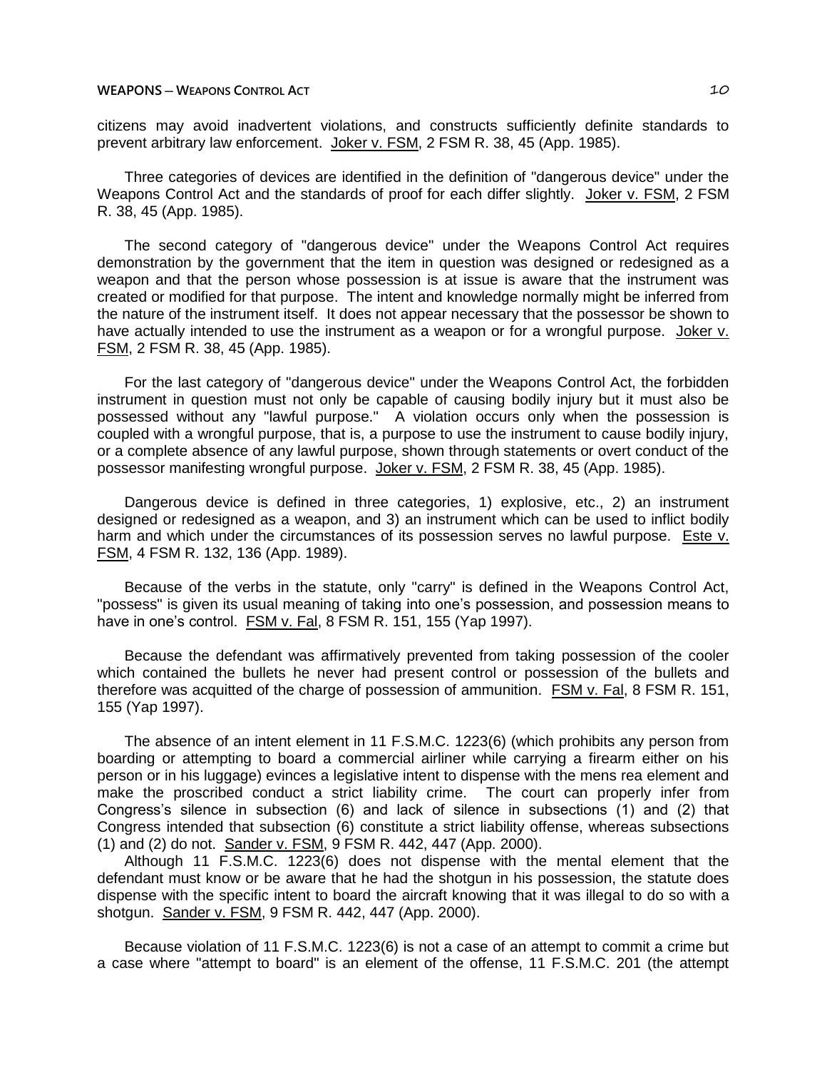citizens may avoid inadvertent violations, and constructs sufficiently definite standards to prevent arbitrary law enforcement. Joker v. FSM, 2 FSM R. 38, 45 (App. 1985).

Three categories of devices are identified in the definition of "dangerous device" under the Weapons Control Act and the standards of proof for each differ slightly. Joker v. FSM, 2 FSM R. 38, 45 (App. 1985).

The second category of "dangerous device" under the Weapons Control Act requires demonstration by the government that the item in question was designed or redesigned as a weapon and that the person whose possession is at issue is aware that the instrument was created or modified for that purpose. The intent and knowledge normally might be inferred from the nature of the instrument itself. It does not appear necessary that the possessor be shown to have actually intended to use the instrument as a weapon or for a wrongful purpose. Joker v. FSM, 2 FSM R. 38, 45 (App. 1985).

For the last category of "dangerous device" under the Weapons Control Act, the forbidden instrument in question must not only be capable of causing bodily injury but it must also be possessed without any "lawful purpose." A violation occurs only when the possession is coupled with a wrongful purpose, that is, a purpose to use the instrument to cause bodily injury, or a complete absence of any lawful purpose, shown through statements or overt conduct of the possessor manifesting wrongful purpose. Joker v. FSM, 2 FSM R. 38, 45 (App. 1985).

Dangerous device is defined in three categories, 1) explosive, etc., 2) an instrument designed or redesigned as a weapon, and 3) an instrument which can be used to inflict bodily harm and which under the circumstances of its possession serves no lawful purpose. Este v. FSM, 4 FSM R. 132, 136 (App. 1989).

Because of the verbs in the statute, only "carry" is defined in the Weapons Control Act, "possess" is given its usual meaning of taking into one's possession, and possession means to have in one's control. FSM v. Fal, 8 FSM R. 151, 155 (Yap 1997).

Because the defendant was affirmatively prevented from taking possession of the cooler which contained the bullets he never had present control or possession of the bullets and therefore was acquitted of the charge of possession of ammunition. FSM v. Fal, 8 FSM R. 151, 155 (Yap 1997).

The absence of an intent element in 11 F.S.M.C. 1223(6) (which prohibits any person from boarding or attempting to board a commercial airliner while carrying a firearm either on his person or in his luggage) evinces a legislative intent to dispense with the mens rea element and make the proscribed conduct a strict liability crime. The court can properly infer from Congress's silence in subsection (6) and lack of silence in subsections (1) and (2) that Congress intended that subsection (6) constitute a strict liability offense, whereas subsections (1) and (2) do not. Sander v. FSM, 9 FSM R. 442, 447 (App. 2000).

Although 11 F.S.M.C. 1223(6) does not dispense with the mental element that the defendant must know or be aware that he had the shotgun in his possession, the statute does dispense with the specific intent to board the aircraft knowing that it was illegal to do so with a shotgun. Sander v. FSM, 9 FSM R. 442, 447 (App. 2000).

Because violation of 11 F.S.M.C. 1223(6) is not a case of an attempt to commit a crime but a case where "attempt to board" is an element of the offense, 11 F.S.M.C. 201 (the attempt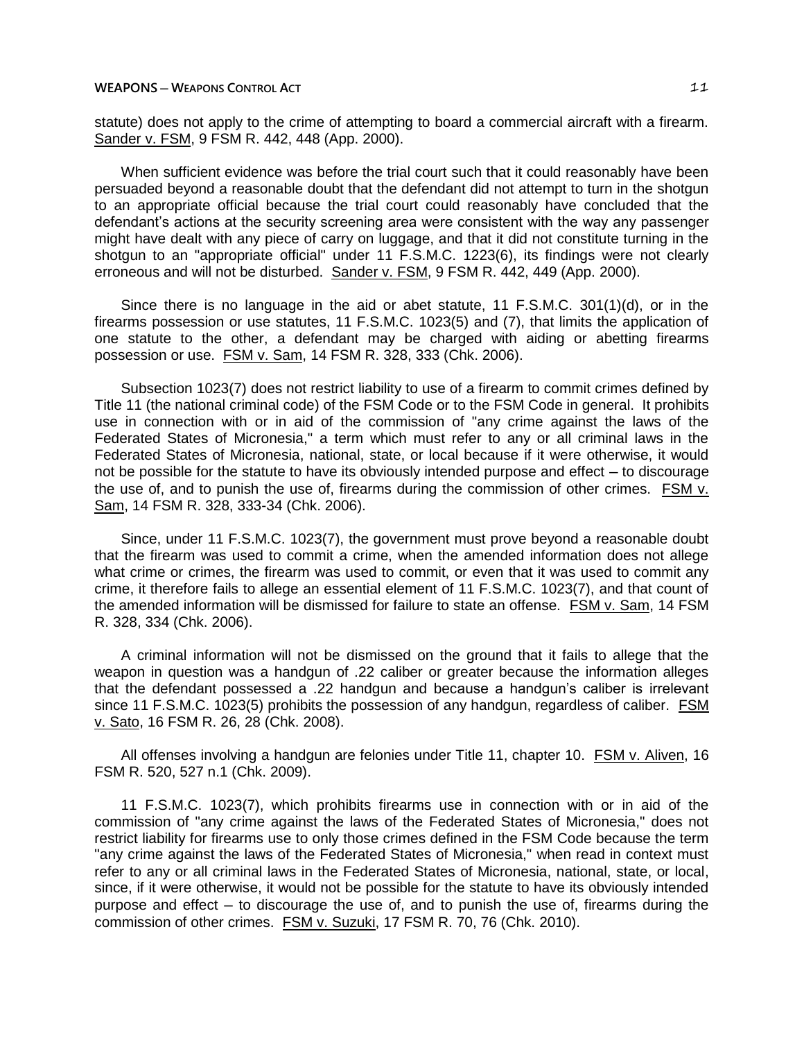statute) does not apply to the crime of attempting to board a commercial aircraft with a firearm. Sander v. FSM, 9 FSM R. 442, 448 (App. 2000).

When sufficient evidence was before the trial court such that it could reasonably have been persuaded beyond a reasonable doubt that the defendant did not attempt to turn in the shotgun to an appropriate official because the trial court could reasonably have concluded that the defendant's actions at the security screening area were consistent with the way any passenger might have dealt with any piece of carry on luggage, and that it did not constitute turning in the shotgun to an "appropriate official" under 11 F.S.M.C. 1223(6), its findings were not clearly erroneous and will not be disturbed. Sander v. FSM, 9 FSM R. 442, 449 (App. 2000).

Since there is no language in the aid or abet statute, 11 F.S.M.C. 301(1)(d), or in the firearms possession or use statutes, 11 F.S.M.C. 1023(5) and (7), that limits the application of one statute to the other, a defendant may be charged with aiding or abetting firearms possession or use. FSM v. Sam, 14 FSM R. 328, 333 (Chk. 2006).

Subsection 1023(7) does not restrict liability to use of a firearm to commit crimes defined by Title 11 (the national criminal code) of the FSM Code or to the FSM Code in general. It prohibits use in connection with or in aid of the commission of "any crime against the laws of the Federated States of Micronesia," a term which must refer to any or all criminal laws in the Federated States of Micronesia, national, state, or local because if it were otherwise, it would not be possible for the statute to have its obviously intended purpose and effect – to discourage the use of, and to punish the use of, firearms during the commission of other crimes. FSM v. Sam, 14 FSM R. 328, 333-34 (Chk. 2006).

Since, under 11 F.S.M.C. 1023(7), the government must prove beyond a reasonable doubt that the firearm was used to commit a crime, when the amended information does not allege what crime or crimes, the firearm was used to commit, or even that it was used to commit any crime, it therefore fails to allege an essential element of 11 F.S.M.C. 1023(7), and that count of the amended information will be dismissed for failure to state an offense. FSM v. Sam, 14 FSM R. 328, 334 (Chk. 2006).

A criminal information will not be dismissed on the ground that it fails to allege that the weapon in question was a handgun of .22 caliber or greater because the information alleges that the defendant possessed a .22 handgun and because a handgun's caliber is irrelevant since 11 F.S.M.C. 1023(5) prohibits the possession of any handgun, regardless of caliber. FSM v. Sato, 16 FSM R. 26, 28 (Chk. 2008).

All offenses involving a handgun are felonies under Title 11, chapter 10. FSM v. Aliven, 16 FSM R. 520, 527 n.1 (Chk. 2009).

11 F.S.M.C. 1023(7), which prohibits firearms use in connection with or in aid of the commission of "any crime against the laws of the Federated States of Micronesia," does not restrict liability for firearms use to only those crimes defined in the FSM Code because the term "any crime against the laws of the Federated States of Micronesia," when read in context must refer to any or all criminal laws in the Federated States of Micronesia, national, state, or local, since, if it were otherwise, it would not be possible for the statute to have its obviously intended purpose and effect – to discourage the use of, and to punish the use of, firearms during the commission of other crimes. FSM v. Suzuki, 17 FSM R. 70, 76 (Chk. 2010).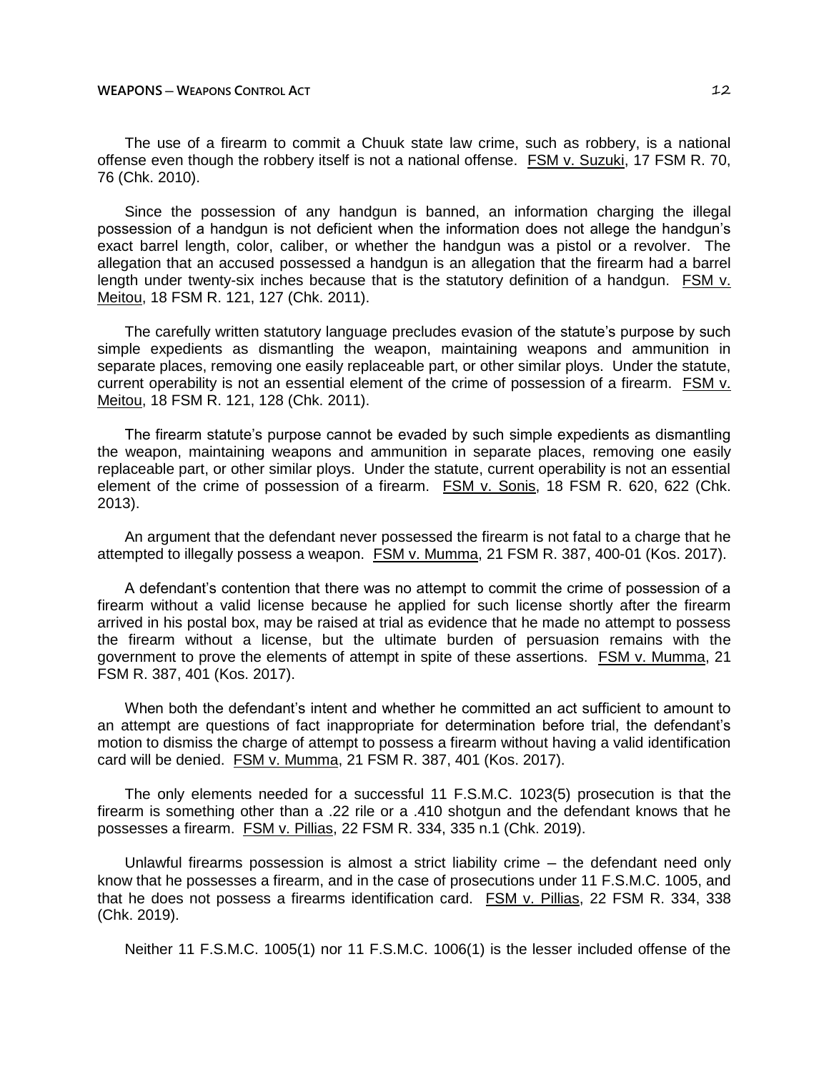The use of a firearm to commit a Chuuk state law crime, such as robbery, is a national offense even though the robbery itself is not a national offense. FSM v. Suzuki, 17 FSM R. 70, 76 (Chk. 2010).

Since the possession of any handgun is banned, an information charging the illegal possession of a handgun is not deficient when the information does not allege the handgun's exact barrel length, color, caliber, or whether the handgun was a pistol or a revolver. The allegation that an accused possessed a handgun is an allegation that the firearm had a barrel length under twenty-six inches because that is the statutory definition of a handgun. FSM v. Meitou, 18 FSM R. 121, 127 (Chk. 2011).

The carefully written statutory language precludes evasion of the statute's purpose by such simple expedients as dismantling the weapon, maintaining weapons and ammunition in separate places, removing one easily replaceable part, or other similar ploys. Under the statute, current operability is not an essential element of the crime of possession of a firearm. FSM v. Meitou, 18 FSM R. 121, 128 (Chk. 2011).

The firearm statute's purpose cannot be evaded by such simple expedients as dismantling the weapon, maintaining weapons and ammunition in separate places, removing one easily replaceable part, or other similar ploys. Under the statute, current operability is not an essential element of the crime of possession of a firearm. FSM v. Sonis, 18 FSM R. 620, 622 (Chk. 2013).

An argument that the defendant never possessed the firearm is not fatal to a charge that he attempted to illegally possess a weapon. FSM v. Mumma, 21 FSM R. 387, 400-01 (Kos. 2017).

A defendant's contention that there was no attempt to commit the crime of possession of a firearm without a valid license because he applied for such license shortly after the firearm arrived in his postal box, may be raised at trial as evidence that he made no attempt to possess the firearm without a license, but the ultimate burden of persuasion remains with the government to prove the elements of attempt in spite of these assertions. FSM v. Mumma, 21 FSM R. 387, 401 (Kos. 2017).

When both the defendant's intent and whether he committed an act sufficient to amount to an attempt are questions of fact inappropriate for determination before trial, the defendant's motion to dismiss the charge of attempt to possess a firearm without having a valid identification card will be denied. FSM v. Mumma, 21 FSM R. 387, 401 (Kos. 2017).

The only elements needed for a successful 11 F.S.M.C. 1023(5) prosecution is that the firearm is something other than a .22 rile or a .410 shotgun and the defendant knows that he possesses a firearm. FSM v. Pillias, 22 FSM R. 334, 335 n.1 (Chk. 2019).

Unlawful firearms possession is almost a strict liability crime – the defendant need only know that he possesses a firearm, and in the case of prosecutions under 11 F.S.M.C. 1005, and that he does not possess a firearms identification card. FSM v. Pillias, 22 FSM R. 334, 338 (Chk. 2019).

Neither 11 F.S.M.C. 1005(1) nor 11 F.S.M.C. 1006(1) is the lesser included offense of the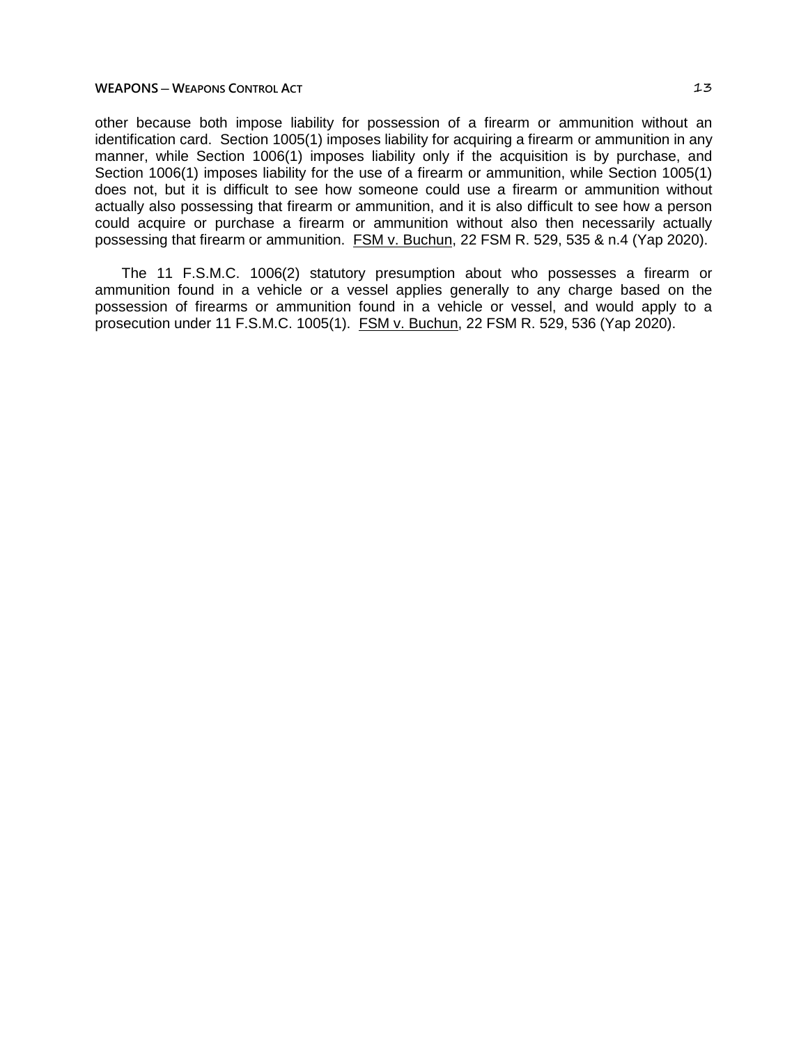other because both impose liability for possession of a firearm or ammunition without an identification card. Section 1005(1) imposes liability for acquiring a firearm or ammunition in any manner, while Section 1006(1) imposes liability only if the acquisition is by purchase, and Section 1006(1) imposes liability for the use of a firearm or ammunition, while Section 1005(1) does not, but it is difficult to see how someone could use a firearm or ammunition without actually also possessing that firearm or ammunition, and it is also difficult to see how a person could acquire or purchase a firearm or ammunition without also then necessarily actually possessing that firearm or ammunition. FSM v. Buchun, 22 FSM R. 529, 535 & n.4 (Yap 2020).

The 11 F.S.M.C. 1006(2) statutory presumption about who possesses a firearm or ammunition found in a vehicle or a vessel applies generally to any charge based on the possession of firearms or ammunition found in a vehicle or vessel, and would apply to a prosecution under 11 F.S.M.C. 1005(1). FSM v. Buchun, 22 FSM R. 529, 536 (Yap 2020).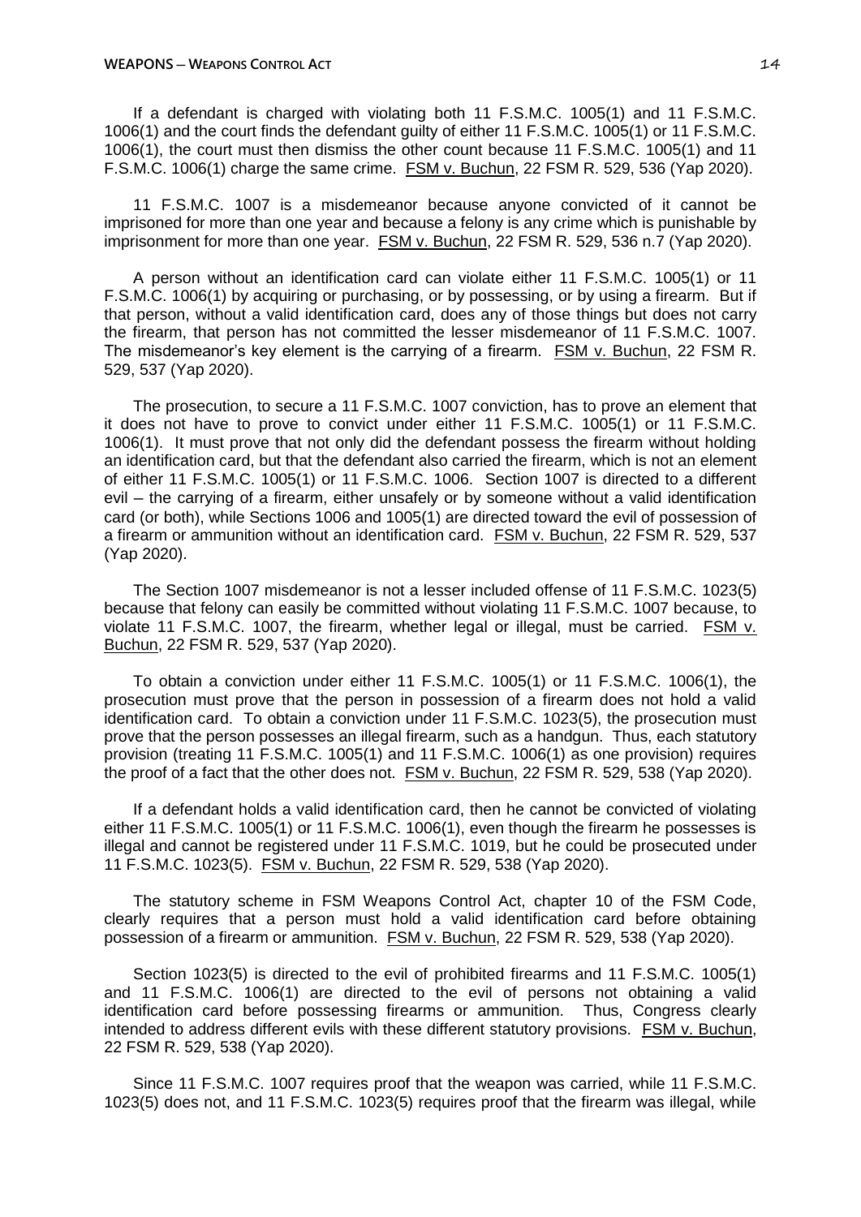If a defendant is charged with violating both 11 F.S.M.C. 1005(1) and 11 F.S.M.C. 1006(1) and the court finds the defendant guilty of either 11 F.S.M.C. 1005(1) or 11 F.S.M.C. 1006(1), the court must then dismiss the other count because 11 F.S.M.C. 1005(1) and 11 F.S.M.C. 1006(1) charge the same crime. FSM v. Buchun, 22 FSM R. 529, 536 (Yap 2020).

11 F.S.M.C. 1007 is a misdemeanor because anyone convicted of it cannot be imprisoned for more than one year and because a felony is any crime which is punishable by imprisonment for more than one year. FSM v. Buchun, 22 FSM R. 529, 536 n.7 (Yap 2020).

A person without an identification card can violate either 11 F.S.M.C. 1005(1) or 11 F.S.M.C. 1006(1) by acquiring or purchasing, or by possessing, or by using a firearm. But if that person, without a valid identification card, does any of those things but does not carry the firearm, that person has not committed the lesser misdemeanor of 11 F.S.M.C. 1007. The misdemeanor's key element is the carrying of a firearm. FSM v. Buchun, 22 FSM R. 529, 537 (Yap 2020).

The prosecution, to secure a 11 F.S.M.C. 1007 conviction, has to prove an element that it does not have to prove to convict under either 11 F.S.M.C. 1005(1) or 11 F.S.M.C. 1006(1). It must prove that not only did the defendant possess the firearm without holding an identification card, but that the defendant also carried the firearm, which is not an element of either 11 F.S.M.C. 1005(1) or 11 F.S.M.C. 1006. Section 1007 is directed to a different evil – the carrying of a firearm, either unsafely or by someone without a valid identification card (or both), while Sections 1006 and 1005(1) are directed toward the evil of possession of a firearm or ammunition without an identification card. FSM v. Buchun, 22 FSM R. 529, 537 (Yap 2020).

The Section 1007 misdemeanor is not a lesser included offense of 11 F.S.M.C. 1023(5) because that felony can easily be committed without violating 11 F.S.M.C. 1007 because, to violate 11 F.S.M.C. 1007, the firearm, whether legal or illegal, must be carried. FSM v. Buchun, 22 FSM R. 529, 537 (Yap 2020).

To obtain a conviction under either 11 F.S.M.C. 1005(1) or 11 F.S.M.C. 1006(1), the prosecution must prove that the person in possession of a firearm does not hold a valid identification card. To obtain a conviction under 11 F.S.M.C. 1023(5), the prosecution must prove that the person possesses an illegal firearm, such as a handgun. Thus, each statutory provision (treating 11 F.S.M.C. 1005(1) and 11 F.S.M.C. 1006(1) as one provision) requires the proof of a fact that the other does not. FSM v. Buchun, 22 FSM R. 529, 538 (Yap 2020).

If a defendant holds a valid identification card, then he cannot be convicted of violating either 11 F.S.M.C. 1005(1) or 11 F.S.M.C. 1006(1), even though the firearm he possesses is illegal and cannot be registered under 11 F.S.M.C. 1019, but he could be prosecuted under 11 F.S.M.C. 1023(5). FSM v. Buchun, 22 FSM R. 529, 538 (Yap 2020).

The statutory scheme in FSM Weapons Control Act, chapter 10 of the FSM Code, clearly requires that a person must hold a valid identification card before obtaining possession of a firearm or ammunition. FSM v. Buchun, 22 FSM R. 529, 538 (Yap 2020).

Section 1023(5) is directed to the evil of prohibited firearms and 11 F.S.M.C. 1005(1) and 11 F.S.M.C. 1006(1) are directed to the evil of persons not obtaining a valid identification card before possessing firearms or ammunition. Thus, Congress clearly intended to address different evils with these different statutory provisions. FSM v. Buchun, 22 FSM R. 529, 538 (Yap 2020).

Since 11 F.S.M.C. 1007 requires proof that the weapon was carried, while 11 F.S.M.C. 1023(5) does not, and 11 F.S.M.C. 1023(5) requires proof that the firearm was illegal, while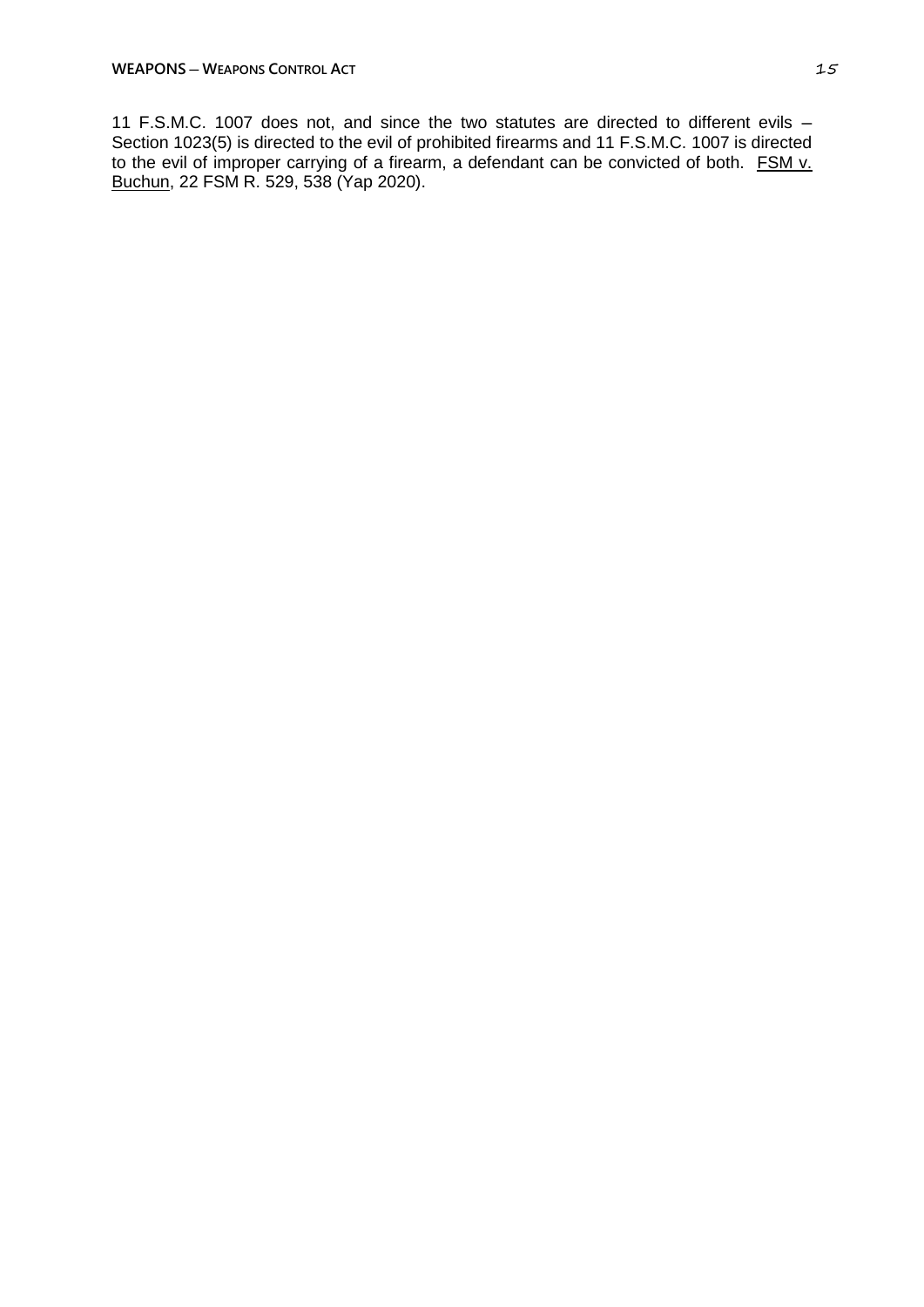11 F.S.M.C. 1007 does not, and since the two statutes are directed to different evils – Section 1023(5) is directed to the evil of prohibited firearms and 11 F.S.M.C. 1007 is directed to the evil of improper carrying of a firearm, a defendant can be convicted of both. FSM v. Buchun, 22 FSM R. 529, 538 (Yap 2020).